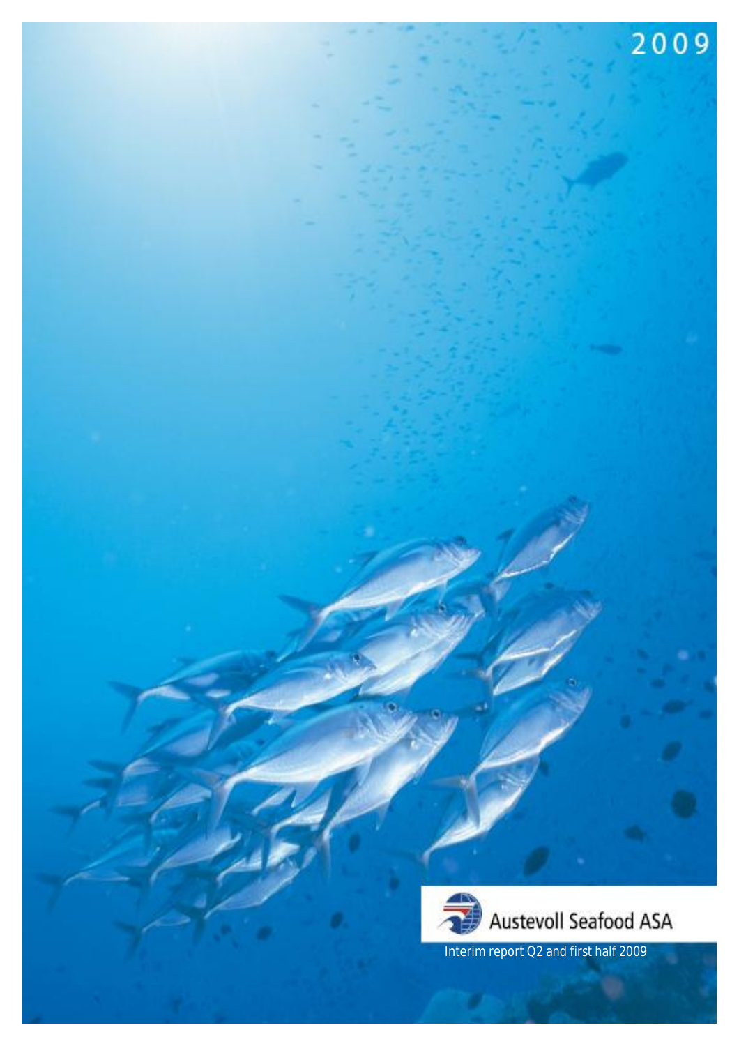2009

Austevoll Seafood ASA

Interim report Q2 and first half 2009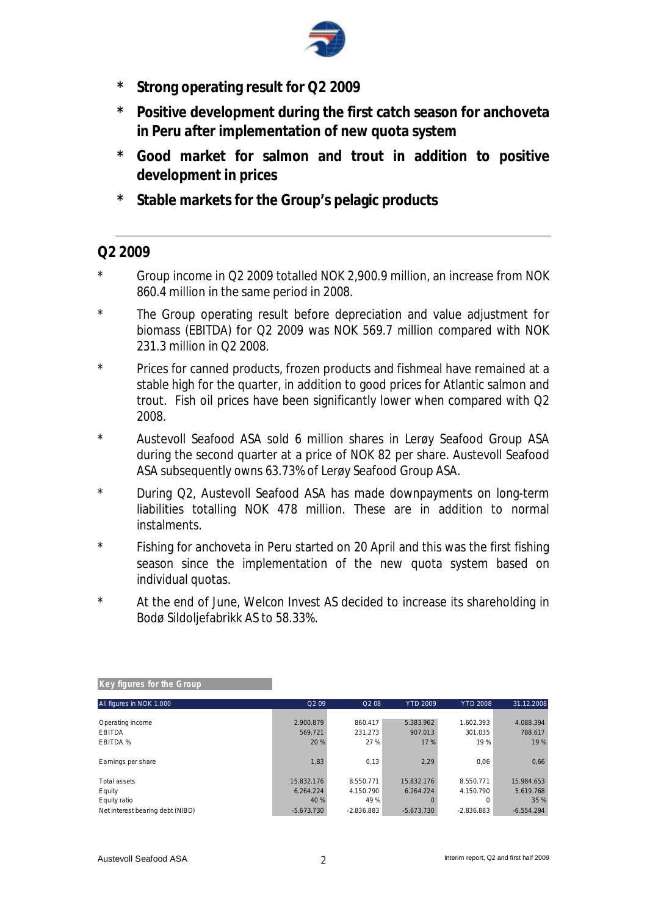- **Strong operating result for Q2 2009**
- **Positive development during the first catch season for anchoveta in Peru after implementation of new quota system**
- **Good market for salmon and trout in addition to positive development in prices**
- **Stable markets for the Group's pelagic products**

## Q2 2009

- Group income in Q2 2009 totalled NOK 2,900.9 million, an increase from NOK 860.4 million in the same period in 2008.
- The Group operating result before depreciation and value adjustment for biomass (EBITDA) for Q2 2009 was NOK 569.7 million compared with NOK 231.3 million in Q2 2008.
- Prices for canned products, frozen products and fishmeal have remained at a stable high for the quarter, in addition to good prices for Atlantic salmon and trout. Fish oil prices have been significantly lower when compared with Q2 2008.
- Austevoll Seafood ASA sold 6 million shares in Lerøy Seafood Group ASA during the second quarter at a price of NOK 82 per share. Austevoll Seafood ASA subsequently owns 63.73% of Lerøy Seafood Group ASA.
- During Q2, Austevoll Seafood ASA has made downpayments on long-term liabilities totalling NOK 478 million. These are in addition to normal instalments.
- Fishing for anchoveta in Peru started on 20 April and this was the first fishing season since the implementation of the new quota system based on individual quotas.
- At the end of June, Welcon Invest AS decided to increase its shareholding in Bodø Sildoljefabrikk AS to 58.33%.

**Key figures for the Group**

| All figures in NOK 1.000 | Q2 09 | Q2 08 | YTD 2009 | YTD 2008 | 31.12.2008 |
|---|---|---|---|---|---|
| Operating income | 2.900.879 | 860.417 | 5.383.962 | 1.602.393 | 4.088.394 |
| EBITDA | 569.721 | 231.273 | 907.013 | 301.035 | 788.617 |
| EBITDA % | 20 % | 27 % | 17 % | 19 % | 19 % |
| Earnings per share | 1,83 | 0,13 | 2,29 | 0,06 | 0,66 |
| Total assets | 15.832.176 | 8.550.771 | 15.832.176 | 8.550.771 | 15.984.653 |
| Equity | 6.264.224 | 4.150.790 | 6.264.224 | 4.150.790 | 5.619.768 |
| Equity ratio | 40 % | 49 % | 0 | 0 | 35 % |
| Net interest bearing debt (NIBD) | -5.673.730 | -2.836.883 | -5.673.730 | -2.836.883 | -6.554.294 |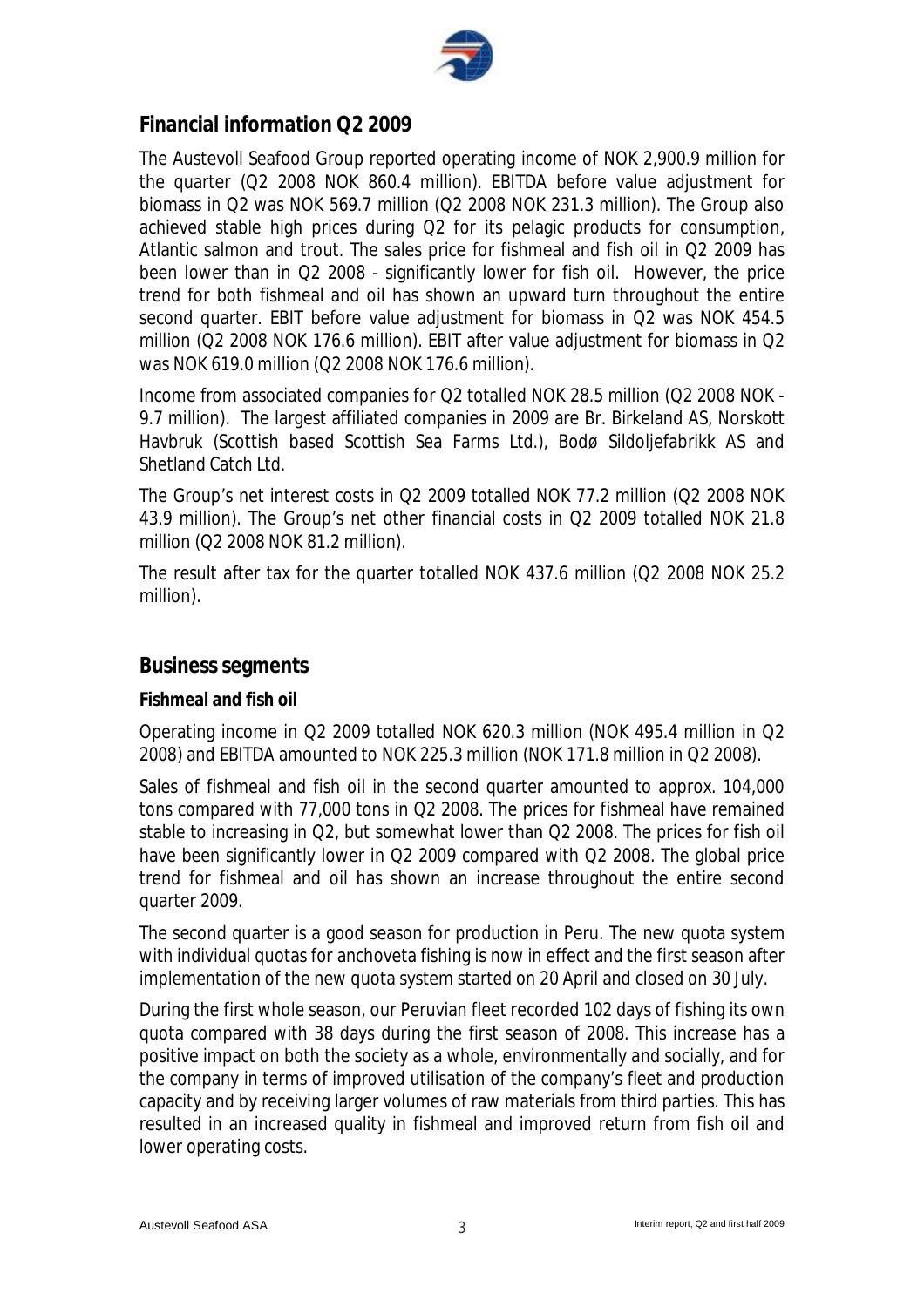## Financial information Q2 2009

The Austevoll Seafood Group reported operating income of NOK 2,900.9 million for the quarter (Q2 2008 NOK 860.4 million). EBITDA before value adjustment for biomass in Q2 was NOK 569.7 million (Q2 2008 NOK 231.3 million). The Group also achieved stable high prices during Q2 for its pelagic products for consumption, Atlantic salmon and trout. The sales price for fishmeal and fish oil in Q2 2009 has been lower than in Q2 2008 - significantly lower for fish oil. However, the price trend for both fishmeal and oil has shown an upward turn throughout the entire second quarter. EBIT before value adjustment for biomass in Q2 was NOK 454.5 million (Q2 2008 NOK 176.6 million). EBIT after value adjustment for biomass in Q2 was NOK 619.0 million (Q2 2008 NOK 176.6 million).

Income from associated companies for Q2 totalled NOK 28.5 million (Q2 2008 NOK -9.7 million). The largest affiliated companies in 2009 are Br. Birkeland AS, Norskott Havbruk (Scottish based Scottish Sea Farms Ltd.), Bodø Sildoljefabrikk AS and Shetland Catch Ltd.

The Group's net interest costs in Q2 2009 totalled NOK 77.2 million (Q2 2008 NOK 43.9 million). The Group's net other financial costs in Q2 2009 totalled NOK 21.8 million (Q2 2008 NOK 81.2 million).

The result after tax for the quarter totalled NOK 437.6 million (Q2 2008 NOK 25.2 million).

## Business segments

### Fishmeal and fish oil

Operating income in Q2 2009 totalled NOK 620.3 million (NOK 495.4 million in Q2 2008) and EBITDA amounted to NOK 225.3 million (NOK 171.8 million in Q2 2008).

Sales of fishmeal and fish oil in the second quarter amounted to approx. 104,000 tons compared with 77,000 tons in Q2 2008. The prices for fishmeal have remained stable to increasing in Q2, but somewhat lower than Q2 2008. The prices for fish oil have been significantly lower in Q2 2009 compared with Q2 2008. The global price trend for fishmeal and oil has shown an increase throughout the entire second quarter 2009.

The second quarter is a good season for production in Peru. The new quota system with individual quotas for anchoveta fishing is now in effect and the first season after implementation of the new quota system started on 20 April and closed on 30 July.

During the first whole season, our Peruvian fleet recorded 102 days of fishing its own quota compared with 38 days during the first season of 2008. This increase has a positive impact on both the society as a whole, environmentally and socially, and for the company in terms of improved utilisation of the company's fleet and production capacity and by receiving larger volumes of raw materials from third parties. This has resulted in an increased quality in fishmeal and improved return from fish oil and lower operating costs.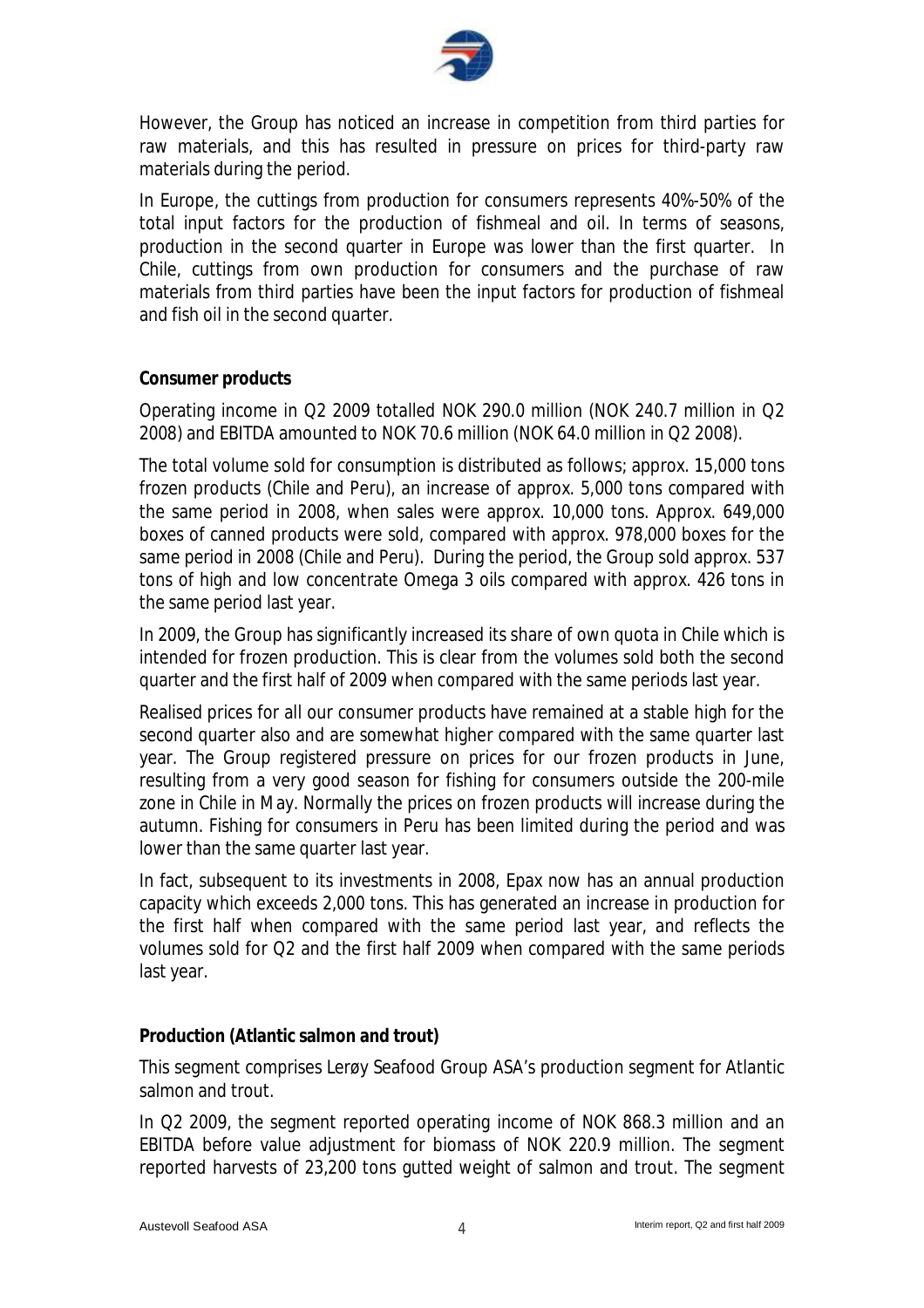However, the Group has noticed an increase in competition from third parties for raw materials, and this has resulted in pressure on prices for third-party raw materials during the period.

In Europe, the cuttings from production for consumers represents 40%-50% of the total input factors for the production of fishmeal and oil. In terms of seasons, production in the second quarter in Europe was lower than the first quarter. In Chile, cuttings from own production for consumers and the purchase of raw materials from third parties have been the input factors for production of fishmeal and fish oil in the second quarter.

**Consumer products**

Operating income in Q2 2009 totalled NOK 290.0 million (NOK 240.7 million in Q2 2008) and EBITDA amounted to NOK 70.6 million (NOK 64.0 million in Q2 2008).

The total volume sold for consumption is distributed as follows; approx. 15,000 tons frozen products (Chile and Peru), an increase of approx. 5,000 tons compared with the same period in 2008, when sales were approx. 10,000 tons. Approx. 649,000 boxes of canned products were sold, compared with approx. 978,000 boxes for the same period in 2008 (Chile and Peru). During the period, the Group sold approx. 537 tons of high and low concentrate Omega 3 oils compared with approx. 426 tons in the same period last year.

In 2009, the Group has significantly increased its share of own quota in Chile which is intended for frozen production. This is clear from the volumes sold both the second quarter and the first half of 2009 when compared with the same periods last year.

Realised prices for all our consumer products have remained at a stable high for the second quarter also and are somewhat higher compared with the same quarter last year. The Group registered pressure on prices for our frozen products in June, resulting from a very good season for fishing for consumers outside the 200-mile zone in Chile in May. Normally the prices on frozen products will increase during the autumn. Fishing for consumers in Peru has been limited during the period and was lower than the same quarter last year.

In fact, subsequent to its investments in 2008, Epax now has an annual production capacity which exceeds 2,000 tons. This has generated an increase in production for the first half when compared with the same period last year, and reflects the volumes sold for Q2 and the first half 2009 when compared with the same periods last year.

**Production (Atlantic salmon and trout)**

This segment comprises Lerøy Seafood Group ASA's production segment for Atlantic salmon and trout.

In Q2 2009, the segment reported operating income of NOK 868.3 million and an EBITDA before value adjustment for biomass of NOK 220.9 million. The segment reported harvests of 23,200 tons gutted weight of salmon and trout. The segment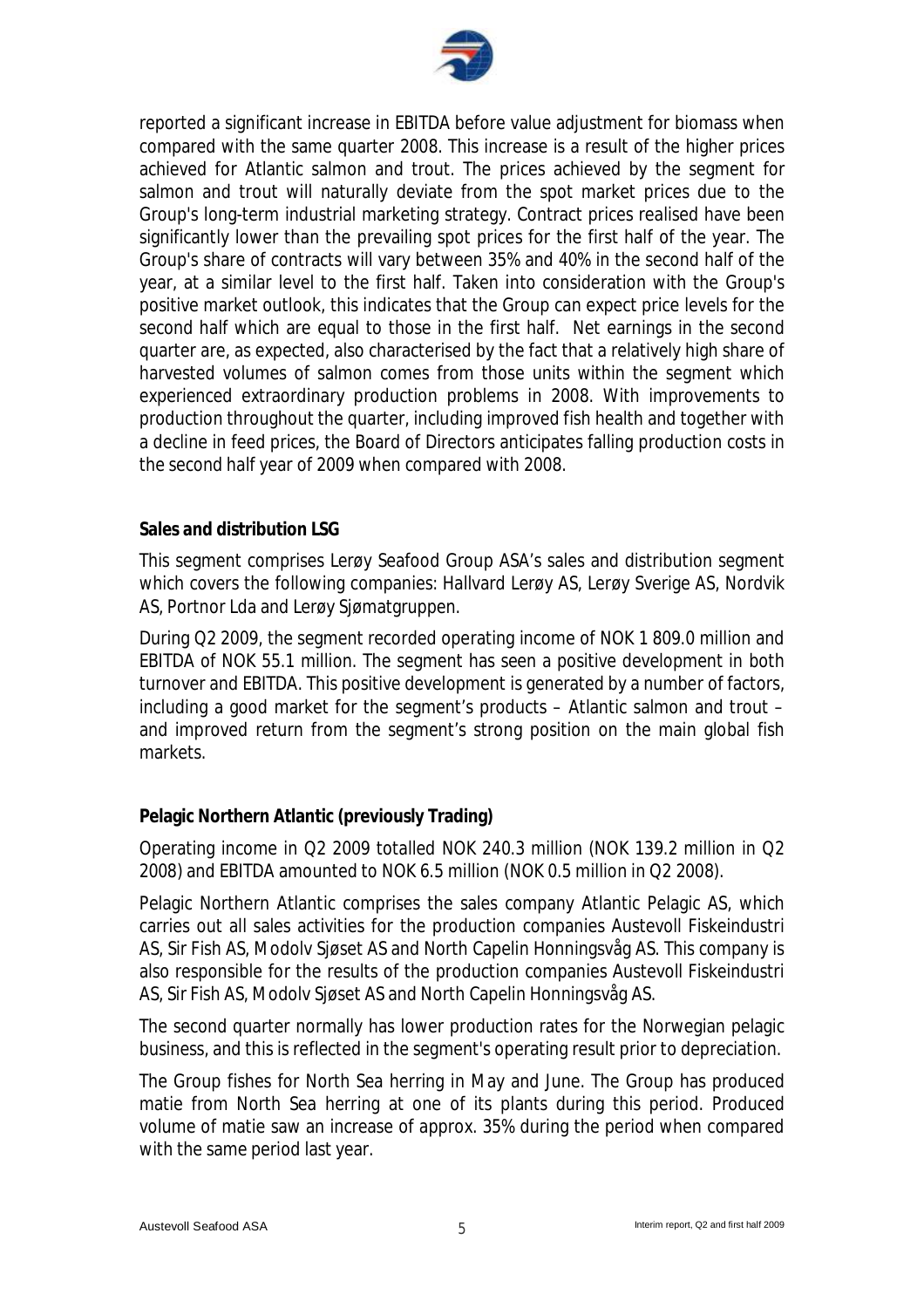reported a significant increase in EBITDA before value adjustment for biomass when compared with the same quarter 2008. This increase is a result of the higher prices achieved for Atlantic salmon and trout. The prices achieved by the segment for salmon and trout will naturally deviate from the spot market prices due to the Group's long-term industrial marketing strategy. Contract prices realised have been significantly lower than the prevailing spot prices for the first half of the year. The Group's share of contracts will vary between 35% and 40% in the second half of the year, at a similar level to the first half. Taken into consideration with the Group's positive market outlook, this indicates that the Group can expect price levels for the second half which are equal to those in the first half. Net earnings in the second quarter are, as expected, also characterised by the fact that a relatively high share of harvested volumes of salmon comes from those units within the segment which experienced extraordinary production problems in 2008. With improvements to production throughout the quarter, including improved fish health and together with a decline in feed prices, the Board of Directors anticipates falling production costs in the second half year of 2009 when compared with 2008.

**Sales and distribution LSG**

This segment comprises Lerøy Seafood Group ASA's sales and distribution segment which covers the following companies: Hallvard Lerøy AS, Lerøy Sverige AS, Nordvik AS, Portnor Lda and Lerøy Sjømatgruppen.

During Q2 2009, the segment recorded operating income of NOK 1 809.0 million and EBITDA of NOK 55.1 million. The segment has seen a positive development in both turnover and EBITDA. This positive development is generated by a number of factors, including a good market for the segment's products – Atlantic salmon and trout – and improved return from the segment's strong position on the main global fish markets.

**Pelagic Northern Atlantic (previously Trading)**

Operating income in Q2 2009 totalled NOK 240.3 million (NOK 139.2 million in Q2 2008) and EBITDA amounted to NOK 6.5 million (NOK 0.5 million in Q2 2008).

Pelagic Northern Atlantic comprises the sales company Atlantic Pelagic AS, which carries out all sales activities for the production companies Austevoll Fiskeindustri AS, Sir Fish AS, Modolv Sjøset AS and North Capelin Honningsvåg AS. This company is also responsible for the results of the production companies Austevoll Fiskeindustri AS, Sir Fish AS, Modolv Sjøset AS and North Capelin Honningsvåg AS.

The second quarter normally has lower production rates for the Norwegian pelagic business, and this is reflected in the segment's operating result prior to depreciation.

The Group fishes for North Sea herring in May and June. The Group has produced matie from North Sea herring at one of its plants during this period. Produced volume of matie saw an increase of approx. 35% during the period when compared with the same period last year.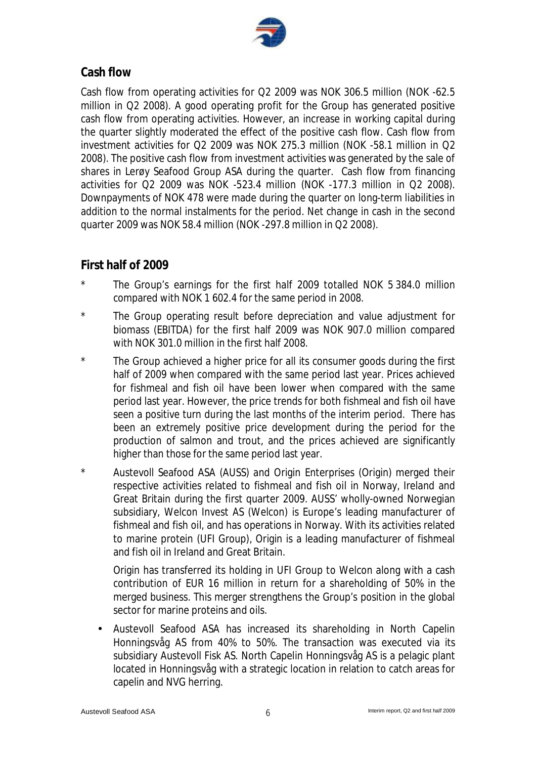## Cash flow

Cash flow from operating activities for Q2 2009 was NOK 306.5 million (NOK -62.5 million in Q2 2008). A good operating profit for the Group has generated positive cash flow from operating activities. However, an increase in working capital during the quarter slightly moderated the effect of the positive cash flow. Cash flow from investment activities for Q2 2009 was NOK 275.3 million (NOK -58.1 million in Q2 2008). The positive cash flow from investment activities was generated by the sale of shares in Lerøy Seafood Group ASA during the quarter. Cash flow from financing activities for Q2 2009 was NOK -523.4 million (NOK -177.3 million in Q2 2008). Downpayments of NOK 478 were made during the quarter on long-term liabilities in addition to the normal instalments for the period. Net change in cash in the second quarter 2009 was NOK 58.4 million (NOK -297.8 million in Q2 2008).

## First half of 2009

* The Group's earnings for the first half 2009 totalled NOK 5 384.0 million compared with NOK 1 602.4 for the same period in 2008.
* The Group operating result before depreciation and value adjustment for biomass (EBITDA) for the first half 2009 was NOK 907.0 million compared with NOK 301.0 million in the first half 2008.
* The Group achieved a higher price for all its consumer goods during the first half of 2009 when compared with the same period last year. Prices achieved for fishmeal and fish oil have been lower when compared with the same period last year. However, the price trends for both fishmeal and fish oil have seen a positive turn during the last months of the interim period. There has been an extremely positive price development during the period for the production of salmon and trout, and the prices achieved are significantly higher than those for the same period last year.
* Austevoll Seafood ASA (AUSS) and Origin Enterprises (Origin) merged their respective activities related to fishmeal and fish oil in Norway, Ireland and Great Britain during the first quarter 2009. AUSS' wholly-owned Norwegian subsidiary, Welcon Invest AS (Welcon) is Europe's leading manufacturer of fishmeal and fish oil, and has operations in Norway. With its activities related to marine protein (UFI Group), Origin is a leading manufacturer of fishmeal and fish oil in Ireland and Great Britain.

  Origin has transferred its holding in UFI Group to Welcon along with a cash contribution of EUR 16 million in return for a shareholding of 50% in the merged business. This merger strengthens the Group's position in the global sector for marine proteins and oils.

  - Austevoll Seafood ASA has increased its shareholding in North Capelin Honningsvåg AS from 40% to 50%. The transaction was executed via its subsidiary Austevoll Fisk AS. North Capelin Honningsvåg AS is a pelagic plant located in Honningsvåg with a strategic location in relation to catch areas for capelin and NVG herring.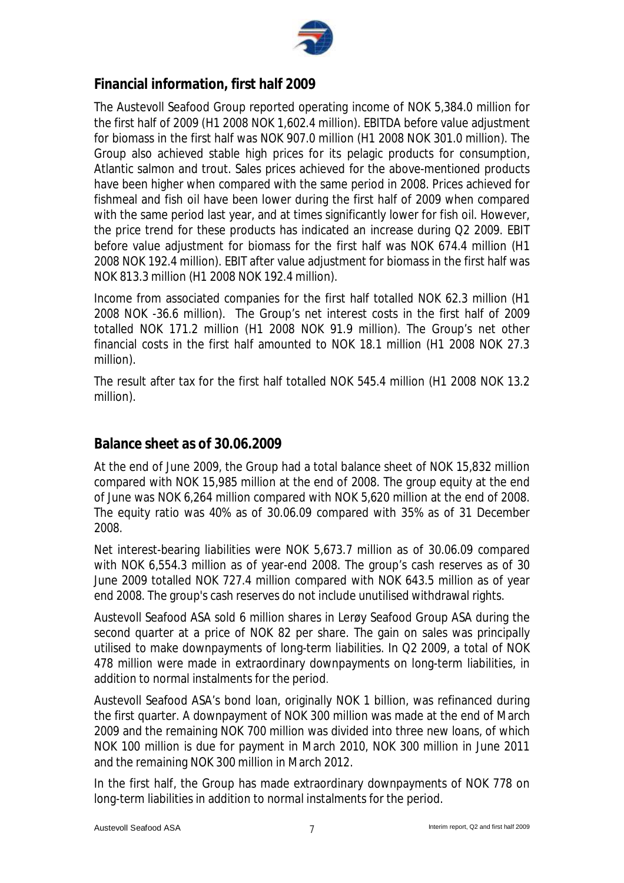## Financial information, first half 2009

The Austevoll Seafood Group reported operating income of NOK 5,384.0 million for the first half of 2009 (H1 2008 NOK 1,602.4 million). EBITDA before value adjustment for biomass in the first half was NOK 907.0 million (H1 2008 NOK 301.0 million). The Group also achieved stable high prices for its pelagic products for consumption, Atlantic salmon and trout. Sales prices achieved for the above-mentioned products have been higher when compared with the same period in 2008. Prices achieved for fishmeal and fish oil have been lower during the first half of 2009 when compared with the same period last year, and at times significantly lower for fish oil. However, the price trend for these products has indicated an increase during Q2 2009. EBIT before value adjustment for biomass for the first half was NOK 674.4 million (H1 2008 NOK 192.4 million). EBIT after value adjustment for biomass in the first half was NOK 813.3 million (H1 2008 NOK 192.4 million).

Income from associated companies for the first half totalled NOK 62.3 million (H1 2008 NOK -36.6 million). The Group's net interest costs in the first half of 2009 totalled NOK 171.2 million (H1 2008 NOK 91.9 million). The Group's net other financial costs in the first half amounted to NOK 18.1 million (H1 2008 NOK 27.3 million).

The result after tax for the first half totalled NOK 545.4 million (H1 2008 NOK 13.2 million).

## Balance sheet as of 30.06.2009

At the end of June 2009, the Group had a total balance sheet of NOK 15,832 million compared with NOK 15,985 million at the end of 2008. The group equity at the end of June was NOK 6,264 million compared with NOK 5,620 million at the end of 2008. The equity ratio was 40% as of 30.06.09 compared with 35% as of 31 December 2008.

Net interest-bearing liabilities were NOK 5,673.7 million as of 30.06.09 compared with NOK 6,554.3 million as of year-end 2008. The group's cash reserves as of 30 June 2009 totalled NOK 727.4 million compared with NOK 643.5 million as of year end 2008. The group's cash reserves do not include unutilised withdrawal rights.

Austevoll Seafood ASA sold 6 million shares in Lerøy Seafood Group ASA during the second quarter at a price of NOK 82 per share. The gain on sales was principally utilised to make downpayments of long-term liabilities. In Q2 2009, a total of NOK 478 million were made in extraordinary downpayments on long-term liabilities, in addition to normal instalments for the period.

Austevoll Seafood ASA's bond loan, originally NOK 1 billion, was refinanced during the first quarter. A downpayment of NOK 300 million was made at the end of March 2009 and the remaining NOK 700 million was divided into three new loans, of which NOK 100 million is due for payment in March 2010, NOK 300 million in June 2011 and the remaining NOK 300 million in March 2012.

In the first half, the Group has made extraordinary downpayments of NOK 778 on long-term liabilities in addition to normal instalments for the period.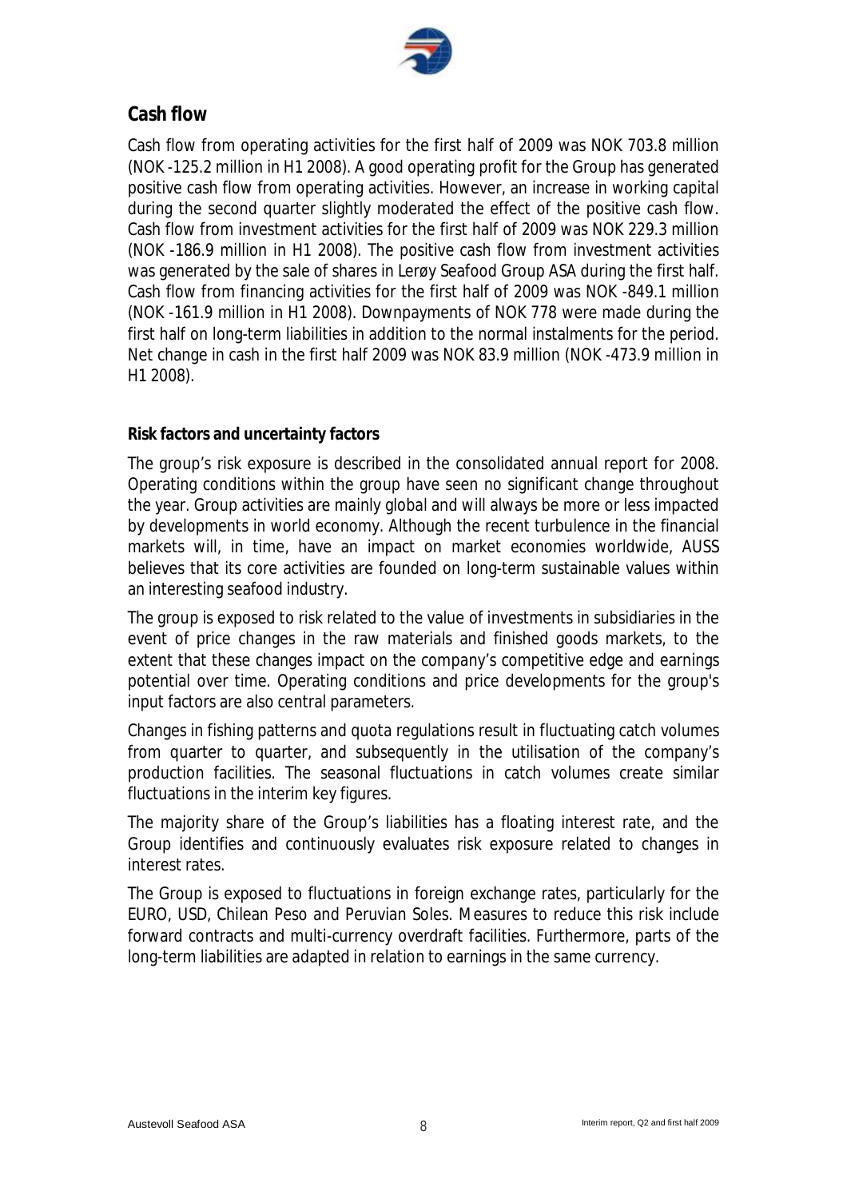## Cash flow

Cash flow from operating activities for the first half of 2009 was NOK 703.8 million (NOK -125.2 million in H1 2008). A good operating profit for the Group has generated positive cash flow from operating activities. However, an increase in working capital during the second quarter slightly moderated the effect of the positive cash flow. Cash flow from investment activities for the first half of 2009 was NOK 229.3 million (NOK -186.9 million in H1 2008). The positive cash flow from investment activities was generated by the sale of shares in Lerøy Seafood Group ASA during the first half. Cash flow from financing activities for the first half of 2009 was NOK -849.1 million (NOK -161.9 million in H1 2008). Downpayments of NOK 778 were made during the first half on long-term liabilities in addition to the normal instalments for the period. Net change in cash in the first half 2009 was NOK 83.9 million (NOK -473.9 million in H1 2008).

### Risk factors and uncertainty factors

The group's risk exposure is described in the consolidated annual report for 2008. Operating conditions within the group have seen no significant change throughout the year. Group activities are mainly global and will always be more or less impacted by developments in world economy. Although the recent turbulence in the financial markets will, in time, have an impact on market economies worldwide, AUSS believes that its core activities are founded on long-term sustainable values within an interesting seafood industry.

The group is exposed to risk related to the value of investments in subsidiaries in the event of price changes in the raw materials and finished goods markets, to the extent that these changes impact on the company's competitive edge and earnings potential over time. Operating conditions and price developments for the group's input factors are also central parameters.

Changes in fishing patterns and quota regulations result in fluctuating catch volumes from quarter to quarter, and subsequently in the utilisation of the company's production facilities. The seasonal fluctuations in catch volumes create similar fluctuations in the interim key figures.

The majority share of the Group's liabilities has a floating interest rate, and the Group identifies and continuously evaluates risk exposure related to changes in interest rates.

The Group is exposed to fluctuations in foreign exchange rates, particularly for the EURO, USD, Chilean Peso and Peruvian Soles. Measures to reduce this risk include forward contracts and multi-currency overdraft facilities. Furthermore, parts of the long-term liabilities are adapted in relation to earnings in the same currency.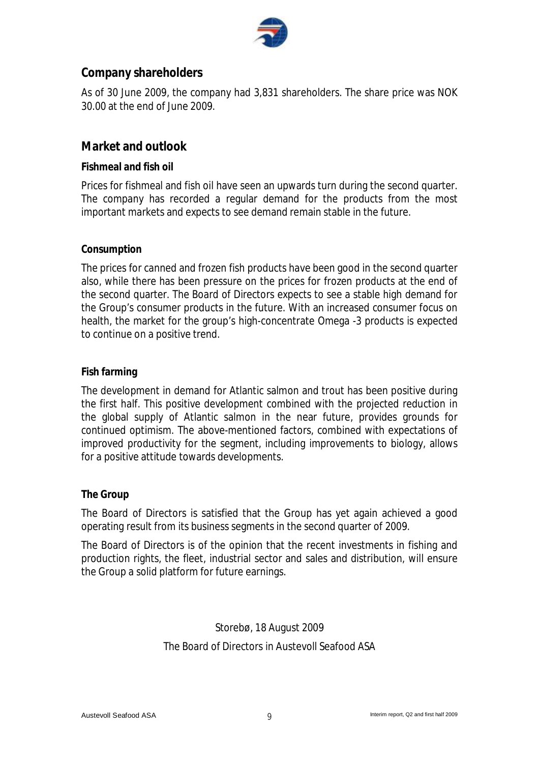## Company shareholders

As of 30 June 2009, the company had 3,831 shareholders. The share price was NOK 30.00 at the end of June 2009.

## Market and outlook

### Fishmeal and fish oil

Prices for fishmeal and fish oil have seen an upwards turn during the second quarter. The company has recorded a regular demand for the products from the most important markets and expects to see demand remain stable in the future.

### Consumption

The prices for canned and frozen fish products have been good in the second quarter also, while there has been pressure on the prices for frozen products at the end of the second quarter. The Board of Directors expects to see a stable high demand for the Group's consumer products in the future. With an increased consumer focus on health, the market for the group's high-concentrate Omega -3 products is expected to continue on a positive trend.

### Fish farming

The development in demand for Atlantic salmon and trout has been positive during the first half. This positive development combined with the projected reduction in the global supply of Atlantic salmon in the near future, provides grounds for continued optimism. The above-mentioned factors, combined with expectations of improved productivity for the segment, including improvements to biology, allows for a positive attitude towards developments.

### The Group

The Board of Directors is satisfied that the Group has yet again achieved a good operating result from its business segments in the second quarter of 2009.

The Board of Directors is of the opinion that the recent investments in fishing and production rights, the fleet, industrial sector and sales and distribution, will ensure the Group a solid platform for future earnings.

Storebø, 18 August 2009

The Board of Directors in Austevoll Seafood ASA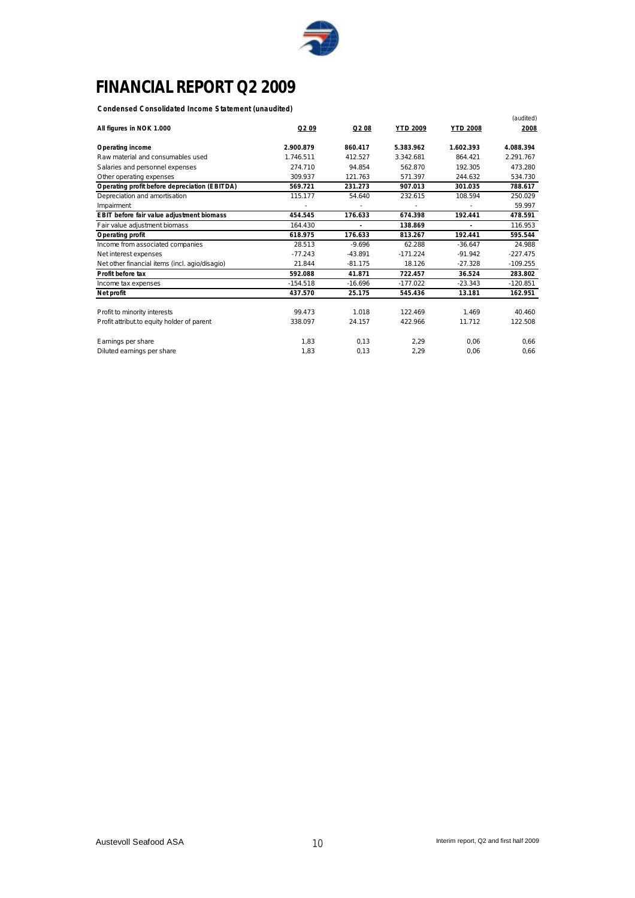# FINANCIAL REPORT Q2 2009

**Condensed Consolidated Income Statement (unaudited)**

| All figures in NOK 1.000 | Q2 09 | Q2 08 | YTD 2009 | YTD 2008 | (audited) 2008 |
|---|---|---|---|---|---|
| **Operating income** | **2.900.879** | **860.417** | **5.383.962** | **1.602.393** | **4.088.394** |
| Raw material and consumables used | 1.746.511 | 412.527 | 3.342.681 | 864.421 | 2.291.767 |
| Salaries and personnel expenses | 274.710 | 94.854 | 562.870 | 192.305 | 473.280 |
| Other operating expenses | 309.937 | 121.763 | 571.397 | 244.632 | 534.730 |
| **Operating profit before depreciation (EBITDA)** | **569.721** | **231.273** | **907.013** | **301.035** | **788.617** |
| Depreciation and amortisation | 115.177 | 54.640 | 232.615 | 108.594 | 250.029 |
| Impairment | - | - | - | - | 59.997 |
| **EBIT before fair value adjustment biomass** | **454.545** | **176.633** | **674.398** | **192.441** | **478.591** |
| Fair value adjustment biomass | 164.430 | - | 138.869 | - | 116.953 |
| **Operating profit** | **618.975** | **176.633** | **813.267** | **192.441** | **595.544** |
| Income from associated companies | 28.513 | -9.696 | 62.288 | -36.647 | 24.988 |
| Net interest expenses | -77.243 | -43.891 | -171.224 | -91.942 | -227.475 |
| Net other financial items (incl. agio/disagio) | 21.844 | -81.175 | 18.126 | -27.328 | -109.255 |
| **Profit before tax** | **592.088** | **41.871** | **722.457** | **36.524** | **283.802** |
| Income tax expenses | -154.518 | -16.696 | -177.022 | -23.343 | -120.851 |
| **Net profit** | **437.570** | **25.175** | **545.436** | **13.181** | **162.951** |
| | | | | | |
| Profit to minority interests | 99.473 | 1.018 | 122.469 | 1.469 | 40.460 |
| Profit attribut.to equity holder of parent | 338.097 | 24.157 | 422.966 | 11.712 | 122.508 |
| | | | | | |
| Earnings per share | 1,83 | 0,13 | 2,29 | 0,06 | 0,66 |
| Diluted earnings per share | 1,83 | 0,13 | 2,29 | 0,06 | 0,66 |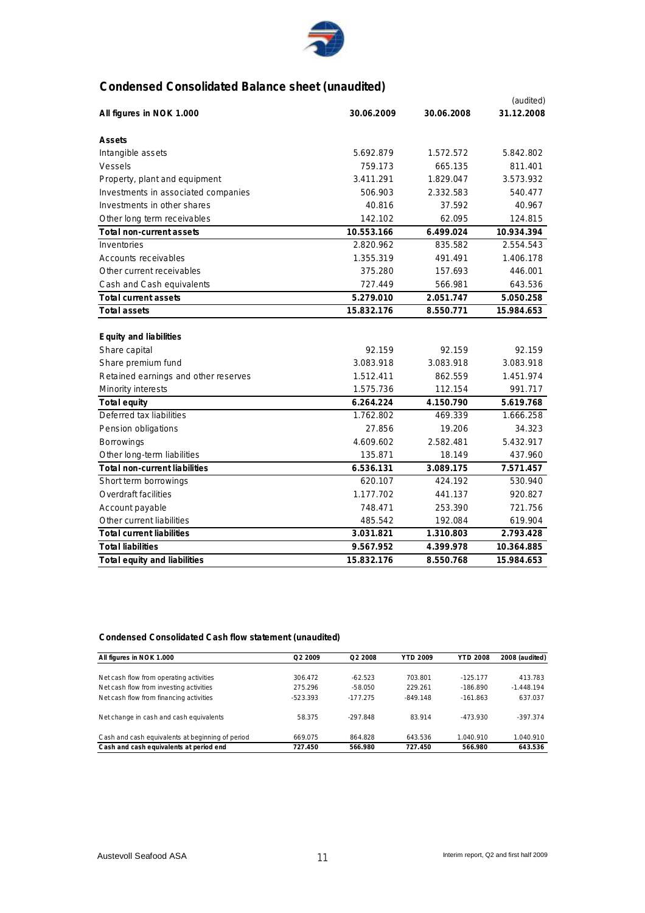## Condensed Consolidated Balance sheet (unaudited)

| All figures in NOK 1.000 | 30.06.2009 | 30.06.2008 | (audited) 31.12.2008 |
|---|---|---|---|
| **Assets** | | | |
| Intangible assets | 5.692.879 | 1.572.572 | 5.842.802 |
| Vessels | 759.173 | 665.135 | 811.401 |
| Property, plant and equipment | 3.411.291 | 1.829.047 | 3.573.932 |
| Investments in associated companies | 506.903 | 2.332.583 | 540.477 |
| Investments in other shares | 40.816 | 37.592 | 40.967 |
| Other long term receivables | 142.102 | 62.095 | 124.815 |
| **Total non-current assets** | **10.553.166** | **6.499.024** | **10.934.394** |
| Inventories | 2.820.962 | 835.582 | 2.554.543 |
| Accounts receivables | 1.355.319 | 491.491 | 1.406.178 |
| Other current receivables | 375.280 | 157.693 | 446.001 |
| Cash and Cash equivalents | 727.449 | 566.981 | 643.536 |
| **Total current assets** | **5.279.010** | **2.051.747** | **5.050.258** |
| **Total assets** | **15.832.176** | **8.550.771** | **15.984.653** |
| | | | |
| **Equity and liabilities** | | | |
| Share capital | 92.159 | 92.159 | 92.159 |
| Share premium fund | 3.083.918 | 3.083.918 | 3.083.918 |
| Retained earnings and other reserves | 1.512.411 | 862.559 | 1.451.974 |
| Minority interests | 1.575.736 | 112.154 | 991.717 |
| **Total equity** | **6.264.224** | **4.150.790** | **5.619.768** |
| Deferred tax liabilities | 1.762.802 | 469.339 | 1.666.258 |
| Pension obligations | 27.856 | 19.206 | 34.323 |
| Borrowings | 4.609.602 | 2.582.481 | 5.432.917 |
| Other long-term liabilities | 135.871 | 18.149 | 437.960 |
| **Total non-current liabilities** | **6.536.131** | **3.089.175** | **7.571.457** |
| Short term borrowings | 620.107 | 424.192 | 530.940 |
| Overdraft facilities | 1.177.702 | 441.137 | 920.827 |
| Account payable | 748.471 | 253.390 | 721.756 |
| Other current liabilities | 485.542 | 192.084 | 619.904 |
| **Total current liabilities** | **3.031.821** | **1.310.803** | **2.793.428** |
| **Total liabilities** | **9.567.952** | **4.399.978** | **10.364.885** |
| **Total equity and liabilities** | **15.832.176** | **8.550.768** | **15.984.653** |

### Condensed Consolidated Cash flow statement (unaudited)

| All figures in NOK 1.000 | Q2 2009 | Q2 2008 | YTD 2009 | YTD 2008 | 2008 (audited) |
|---|---|---|---|---|---|
| Net cash flow from operating activities | 306.472 | -62.523 | 703.801 | -125.177 | 413.783 |
| Net cash flow from investing activities | 275.296 | -58.050 | 229.261 | -186.890 | -1.448.194 |
| Net cash flow from financing activities | -523.393 | -177.275 | -849.148 | -161.863 | 637.037 |
| | | | | | |
| Net change in cash and cash equivalents | 58.375 | -297.848 | 83.914 | -473.930 | -397.374 |
| | | | | | |
| Cash and cash equivalents at beginning of period | 669.075 | 864.828 | 643.536 | 1.040.910 | 1.040.910 |
| **Cash and cash equivalents at period end** | **727.450** | **566.980** | **727.450** | **566.980** | **643.536** |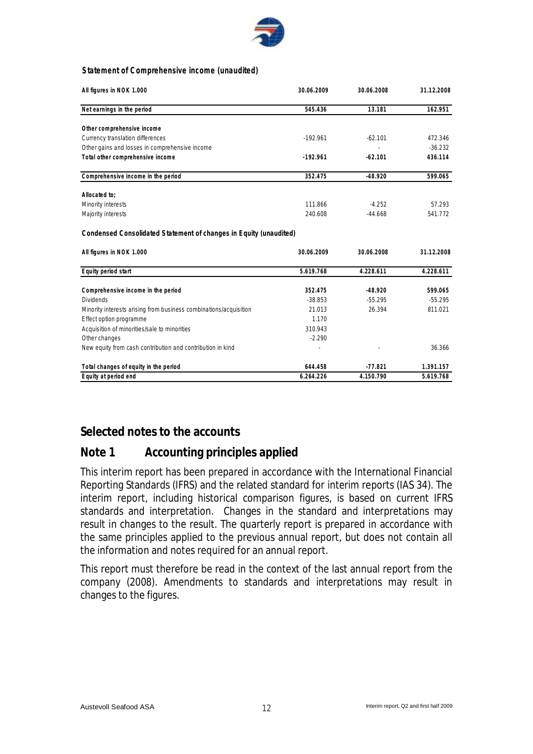**Statement of Comprehensive income (unaudited)**

| All figures in NOK 1.000 | 30.06.2009 | 30.06.2008 | 31.12.2008 |
|---|---|---|---|
| **Net earnings in the period** | **545.436** | **13.181** | **162.951** |
| | | | |
| **Other comprehensive income** | | | |
| Currency translation differences | -192.961 | -62.101 | 472.346 |
| Other gains and losses in comprehensive income | | - | -36.232 |
| **Total other comprehensive income** | **-192.961** | **-62.101** | **436.114** |
| | | | |
| **Comprehensive income in the period** | **352.475** | **-48.920** | **599.065** |
| | | | |
| **Allocated to;** | | | |
| Minority interests | 111.866 | -4.252 | 57.293 |
| Majority interests | 240.608 | -44.668 | 541.772 |

**Condensed Consolidated Statement of changes in Equity (unaudited)**

| All figures in NOK 1.000 | 30.06.2009 | 30.06.2008 | 31.12.2008 |
|---|---|---|---|
| **Equity period start** | **5.619.768** | **4.228.611** | **4.228.611** |
| | | | |
| **Comprehensive income in the period** | **352.475** | **-48.920** | **599.065** |
| Dividends | -38.853 | -55.295 | -55.295 |
| Minority interests arising from business combinations/acquisition | 21.013 | 26.394 | 811.021 |
| Effect option programme | 1.170 | | |
| Acquisition of minorities/sale to minorities | 310.943 | | |
| Other changes | -2.290 | | |
| New equity from cash contribution and contribution in kind | - | - | 36.366 |
| | | | |
| **Total changes of equity in the period** | **644.458** | **-77.821** | **1.391.157** |
| **Equity at period end** | **6.264.226** | **4.150.790** | **5.619.768** |

# Selected notes to the accounts

## Note 1 Accounting principles applied

This interim report has been prepared in accordance with the International Financial Reporting Standards (IFRS) and the related standard for interim reports (IAS 34). The interim report, including historical comparison figures, is based on current IFRS standards and interpretation. Changes in the standard and interpretations may result in changes to the result. The quarterly report is prepared in accordance with the same principles applied to the previous annual report, but does not contain all the information and notes required for an annual report.

This report must therefore be read in the context of the last annual report from the company (2008). Amendments to standards and interpretations may result in changes to the figures.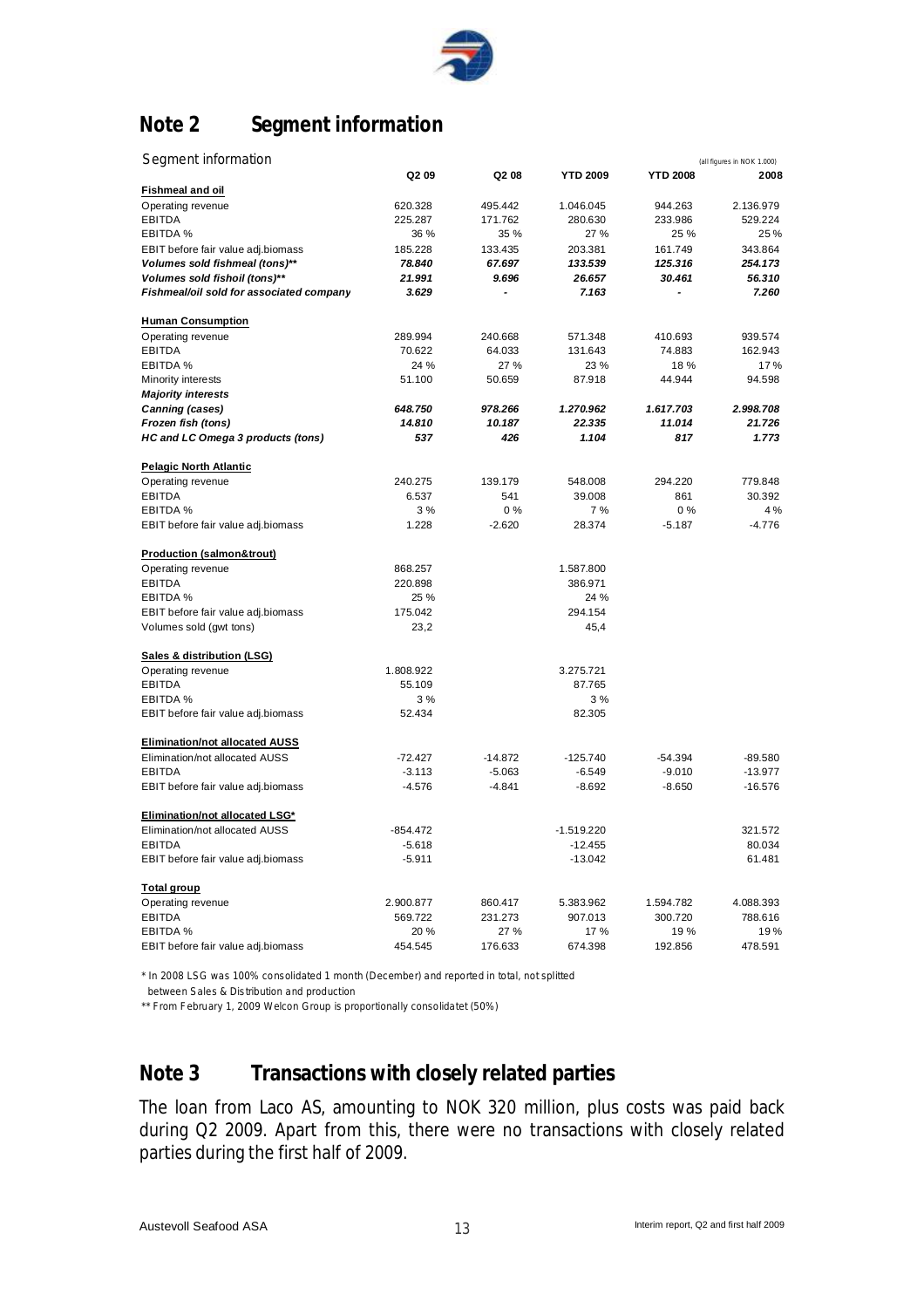## Note 2 Segment information

| Segment information | Q2 09 | Q2 08 | YTD 2009 | YTD 2008 | (all figures in NOK 1.000) 2008 |
|---|---|---|---|---|---|
| **Fishmeal and oil** | | | | | |
| Operating revenue | 620.328 | 495.442 | 1.046.045 | 944.263 | 2.136.979 |
| EBITDA | 225.287 | 171.762 | 280.630 | 233.986 | 529.224 |
| EBITDA % | 36 % | 35 % | 27 % | 25 % | 25 % |
| EBIT before fair value adj.biomass | 185.228 | 133.435 | 203.381 | 161.749 | 343.864 |
| ***Volumes sold fishmeal (tons)**** | ***78.840*** | ***67.697*** | ***133.539*** | ***125.316*** | ***254.173*** |
| ***Volumes sold fishoil (tons)**** | ***21.991*** | ***9.696*** | ***26.657*** | ***30.461*** | ***56.310*** |
| ***Fishmeal/oil sold for associated company*** | ***3.629*** | ***-*** | ***7.163*** | ***-*** | ***7.260*** |
| **Human Consumption** | | | | | |
| Operating revenue | 289.994 | 240.668 | 571.348 | 410.693 | 939.574 |
| EBITDA | 70.622 | 64.033 | 131.643 | 74.883 | 162.943 |
| EBITDA % | 24 % | 27 % | 23 % | 18 % | 17 % |
| Minority interests | 51.100 | 50.659 | 87.918 | 44.944 | 94.598 |
| ***Majority interests*** | | | | | |
| ***Canning (cases)*** | ***648.750*** | ***978.266*** | ***1.270.962*** | ***1.617.703*** | ***2.998.708*** |
| ***Frozen fish (tons)*** | ***14.810*** | ***10.187*** | ***22.335*** | ***11.014*** | ***21.726*** |
| ***HC and LC Omega 3 products (tons)*** | ***537*** | ***426*** | ***1.104*** | ***817*** | ***1.773*** |
| **Pelagic North Atlantic** | | | | | |
| Operating revenue | 240.275 | 139.179 | 548.008 | 294.220 | 779.848 |
| EBITDA | 6.537 | 541 | 39.008 | 861 | 30.392 |
| EBITDA % | 3 % | 0 % | 7 % | 0 % | 4 % |
| EBIT before fair value adj.biomass | 1.228 | -2.620 | 28.374 | -5.187 | -4.776 |
| **Production (salmon&trout)** | | | | | |
| Operating revenue | 868.257 | | 1.587.800 | | |
| EBITDA | 220.898 | | 386.971 | | |
| EBITDA % | 25 % | | 24 % | | |
| EBIT before fair value adj.biomass | 175.042 | | 294.154 | | |
| Volumes sold (gwt tons) | 23,2 | | 45,4 | | |
| **Sales & distribution (LSG)** | | | | | |
| Operating revenue | 1.808.922 | | 3.275.721 | | |
| EBITDA | 55.109 | | 87.765 | | |
| EBITDA % | 3 % | | 3 % | | |
| EBIT before fair value adj.biomass | 52.434 | | 82.305 | | |
| **Elimination/not allocated AUSS** | | | | | |
| Elimination/not allocated AUSS | -72.427 | -14.872 | -125.740 | -54.394 | -89.580 |
| EBITDA | -3.113 | -5.063 | -6.549 | -9.010 | -13.977 |
| EBIT before fair value adj.biomass | -4.576 | -4.841 | -8.692 | -8.650 | -16.576 |
| **Elimination/not allocated LSG*** | | | | | |
| Elimination/not allocated AUSS | -854.472 | | -1.519.220 | | 321.572 |
| EBITDA | -5.618 | | -12.455 | | 80.034 |
| EBIT before fair value adj.biomass | -5.911 | | -13.042 | | 61.481 |
| **Total group** | | | | | |
| Operating revenue | 2.900.877 | 860.417 | 5.383.962 | 1.594.782 | 4.088.393 |
| EBITDA | 569.722 | 231.273 | 907.013 | 300.720 | 788.616 |
| EBITDA % | 20 % | 27 % | 17 % | 19 % | 19 % |
| EBIT before fair value adj.biomass | 454.545 | 176.633 | 674.398 | 192.856 | 478.591 |

\* In 2008 LSG was 100% consolidated 1 month (December) and reported in total, not splitted between Sales & Distribution and production

\*\* From February 1, 2009 Welcon Group is proportionally consolidatet (50%)

## Note 3 Transactions with closely related parties

The loan from Laco AS, amounting to NOK 320 million, plus costs was paid back during Q2 2009. Apart from this, there were no transactions with closely related parties during the first half of 2009.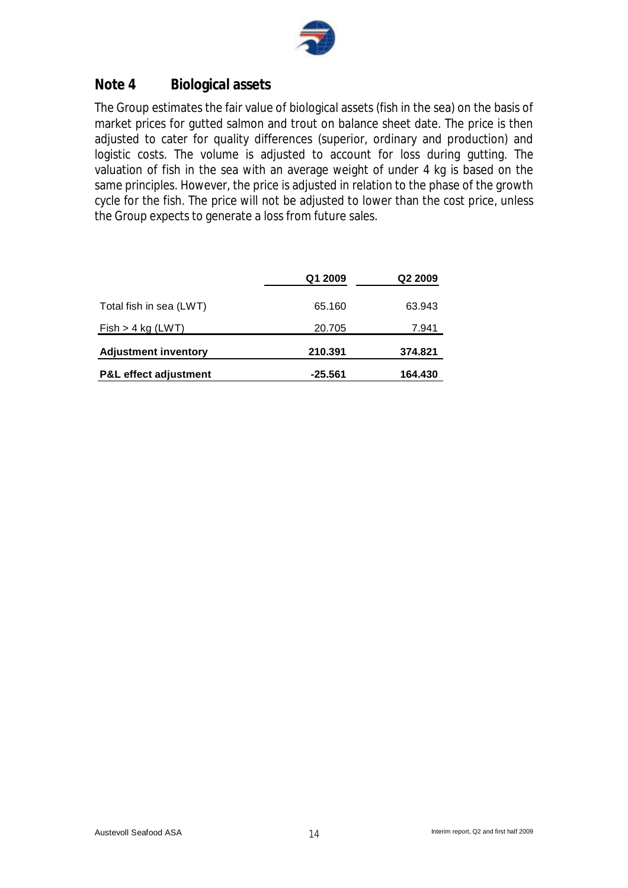## Note 4 Biological assets

The Group estimates the fair value of biological assets (fish in the sea) on the basis of market prices for gutted salmon and trout on balance sheet date. The price is then adjusted to cater for quality differences (superior, ordinary and production) and logistic costs. The volume is adjusted to account for loss during gutting. The valuation of fish in the sea with an average weight of under 4 kg is based on the same principles. However, the price is adjusted in relation to the phase of the growth cycle for the fish. The price will not be adjusted to lower than the cost price, unless the Group expects to generate a loss from future sales.

| | Q1 2009 | Q2 2009 |
|---|---|---|
| Total fish in sea (LWT) | 65.160 | 63.943 |
| Fish > 4 kg (LWT) | 20.705 | 7.941 |
| **Adjustment inventory** | **210.391** | **374.821** |
| **P&L effect adjustment** | **-25.561** | **164.430** |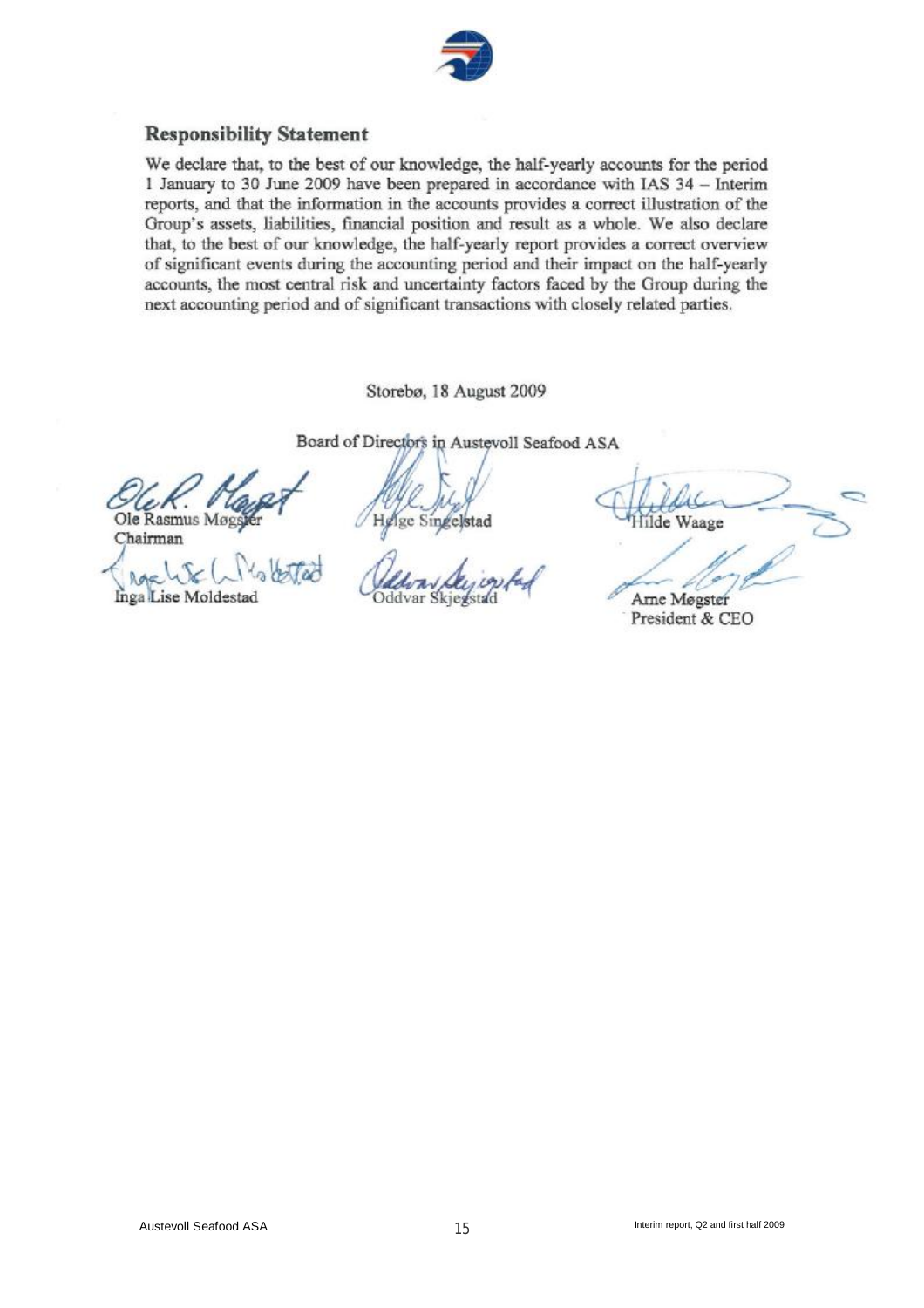## Responsibility Statement

We declare that, to the best of our knowledge, the half-yearly accounts for the period 1 January to 30 June 2009 have been prepared in accordance with IAS 34 – Interim reports, and that the information in the accounts provides a correct illustration of the Group's assets, liabilities, financial position and result as a whole. We also declare that, to the best of our knowledge, the half-yearly report provides a correct overview of significant events during the accounting period and their impact on the half-yearly accounts, the most central risk and uncertainty factors faced by the Group during the next accounting period and of significant transactions with closely related parties.

Storebø, 18 August 2009

Board of Directors in Austevoll Seafood ASA

Ole Rasmus Møgster
Chairman

Helge Singelstad

Hilde Waage

Inga Lise Moldestad

Oddvar Skjegstad

Arne Møgster
President & CEO